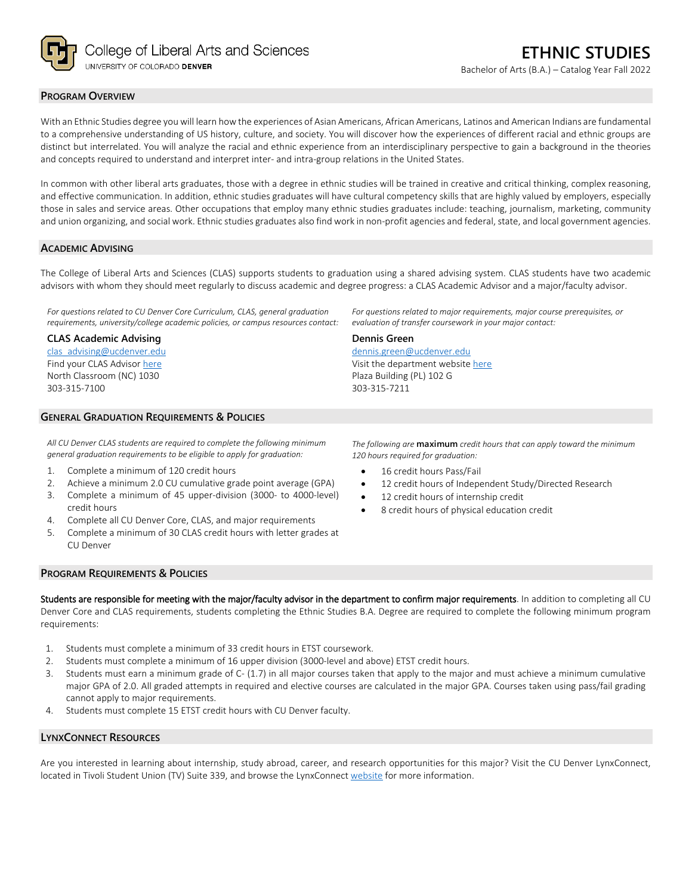College of Liberal Arts and Sciences
UNIVERSITY OF COLORADO **DENVER**

# ETHNIC STUDIES

Bachelor of Arts (B.A.) – Catalog Year Fall 2022

## PROGRAM OVERVIEW

With an Ethnic Studies degree you will learn how the experiences of Asian Americans, African Americans, Latinos and American Indians are fundamental to a comprehensive understanding of US history, culture, and society. You will discover how the experiences of different racial and ethnic groups are distinct but interrelated. You will analyze the racial and ethnic experience from an interdisciplinary perspective to gain a background in the theories and concepts required to understand and interpret inter- and intra-group relations in the United States.

In common with other liberal arts graduates, those with a degree in ethnic studies will be trained in creative and critical thinking, complex reasoning, and effective communication. In addition, ethnic studies graduates will have cultural competency skills that are highly valued by employers, especially those in sales and service areas. Other occupations that employ many ethnic studies graduates include: teaching, journalism, marketing, community and union organizing, and social work. Ethnic studies graduates also find work in non-profit agencies and federal, state, and local government agencies.

## ACADEMIC ADVISING

The College of Liberal Arts and Sciences (CLAS) supports students to graduation using a shared advising system. CLAS students have two academic advisors with whom they should meet regularly to discuss academic and degree progress: a CLAS Academic Advisor and a major/faculty advisor.

*For questions related to CU Denver Core Curriculum, CLAS, general graduation requirements, university/college academic policies, or campus resources contact:*

**CLAS Academic Advising**
clas_advising@ucdenver.edu
Find your CLAS Advisor here
North Classroom (NC) 1030
303-315-7100

*For questions related to major requirements, major course prerequisites, or evaluation of transfer coursework in your major contact:*

**Dennis Green**
dennis.green@ucdenver.edu
Visit the department website here
Plaza Building (PL) 102 G
303-315-7211

## GENERAL GRADUATION REQUIREMENTS & POLICIES

*All CU Denver CLAS students are required to complete the following minimum general graduation requirements to be eligible to apply for graduation:*

1. Complete a minimum of 120 credit hours
2. Achieve a minimum 2.0 CU cumulative grade point average (GPA)
3. Complete a minimum of 45 upper-division (3000- to 4000-level) credit hours
4. Complete all CU Denver Core, CLAS, and major requirements
5. Complete a minimum of 30 CLAS credit hours with letter grades at CU Denver

*The following are* **maximum** *credit hours that can apply toward the minimum 120 hours required for graduation:*

- 16 credit hours Pass/Fail
- 12 credit hours of Independent Study/Directed Research
- 12 credit hours of internship credit
- 8 credit hours of physical education credit

## PROGRAM REQUIREMENTS & POLICIES

Students are responsible for meeting with the major/faculty advisor in the department to confirm major requirements. In addition to completing all CU Denver Core and CLAS requirements, students completing the Ethnic Studies B.A. Degree are required to complete the following minimum program requirements:

1. Students must complete a minimum of 33 credit hours in ETST coursework.
2. Students must complete a minimum of 16 upper division (3000-level and above) ETST credit hours.
3. Students must earn a minimum grade of C- (1.7) in all major courses taken that apply to the major and must achieve a minimum cumulative major GPA of 2.0. All graded attempts in required and elective courses are calculated in the major GPA. Courses taken using pass/fail grading cannot apply to major requirements.
4. Students must complete 15 ETST credit hours with CU Denver faculty.

## LYNXCONNECT RESOURCES

Are you interested in learning about internship, study abroad, career, and research opportunities for this major? Visit the CU Denver LynxConnect, located in Tivoli Student Union (TV) Suite 339, and browse the LynxConnect website for more information.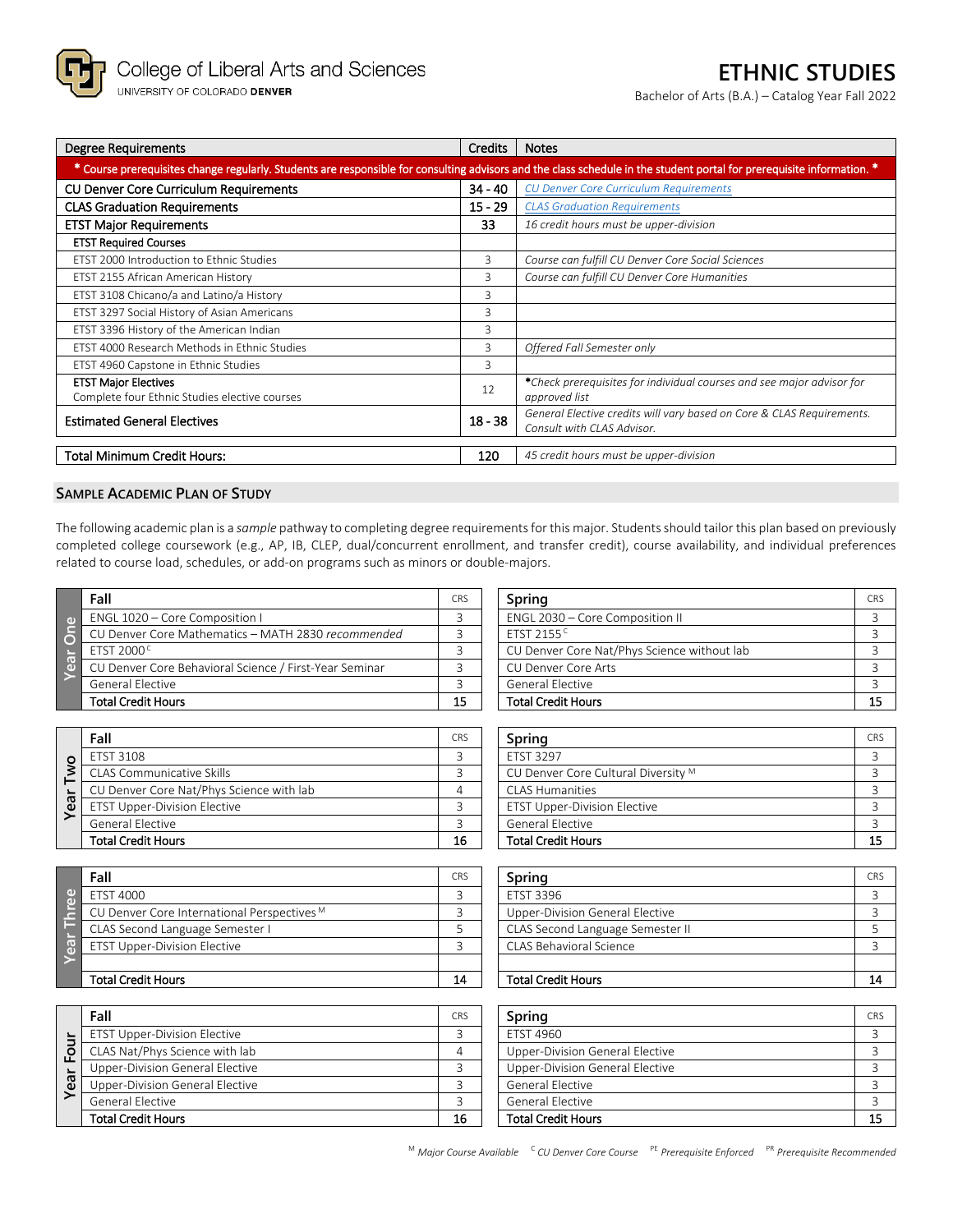# ETHNIC STUDIES

Bachelor of Arts (B.A.) – Catalog Year Fall 2022

College of Liberal Arts and Sciences
UNIVERSITY OF COLORADO DENVER

| Degree Requirements | Credits | Notes |
|---|---|---|
| * Course prerequisites change regularly. Students are responsible for consulting advisors and the class schedule in the student portal for prerequisite information. * | | |
| **CU Denver Core Curriculum Requirements** | **34 - 40** | *CU Denver Core Curriculum Requirements* |
| **CLAS Graduation Requirements** | **15 - 29** | *CLAS Graduation Requirements* |
| **ETST Major Requirements** | **33** | *16 credit hours must be upper-division* |
| **ETST Required Courses** | | |
| ETST 2000 Introduction to Ethnic Studies | 3 | *Course can fulfill CU Denver Core Social Sciences* |
| ETST 2155 African American History | 3 | *Course can fulfill CU Denver Core Humanities* |
| ETST 3108 Chicano/a and Latino/a History | 3 | |
| ETST 3297 Social History of Asian Americans | 3 | |
| ETST 3396 History of the American Indian | 3 | |
| ETST 4000 Research Methods in Ethnic Studies | 3 | *Offered Fall Semester only* |
| ETST 4960 Capstone in Ethnic Studies | 3 | |
| **ETST Major Electives** Complete four Ethnic Studies elective courses | 12 | **Check prerequisites for individual courses and see major advisor for approved list* |
| **Estimated General Electives** | **18 - 38** | *General Elective credits will vary based on Core & CLAS Requirements. Consult with CLAS Advisor.* |
| **Total Minimum Credit Hours:** | **120** | *45 credit hours must be upper-division* |

## Sample Academic Plan of Study

The following academic plan is a *sample* pathway to completing degree requirements for this major. Students should tailor this plan based on previously completed college coursework (e.g., AP, IB, CLEP, dual/concurrent enrollment, and transfer credit), course availability, and individual preferences related to course load, schedules, or add-on programs such as minors or double-majors.

### Year One

| Fall | CRS | Spring | CRS |
|---|---|---|---|
| ENGL 1020 – Core Composition I | 3 | ENGL 2030 – Core Composition II | 3 |
| CU Denver Core Mathematics – MATH 2830 *recommended* | 3 | ETST 2155 [C] | 3 |
| ETST 2000 [C] | 3 | CU Denver Core Nat/Phys Science without lab | 3 |
| CU Denver Core Behavioral Science / First-Year Seminar | 3 | CU Denver Core Arts | 3 |
| General Elective | 3 | General Elective | 3 |
| **Total Credit Hours** | **15** | **Total Credit Hours** | **15** |

### Year Two

| Fall | CRS | Spring | CRS |
|---|---|---|---|
| ETST 3108 | 3 | ETST 3297 | 3 |
| CLAS Communicative Skills | 3 | CU Denver Core Cultural Diversity [M] | 3 |
| CU Denver Core Nat/Phys Science with lab | 4 | CLAS Humanities | 3 |
| ETST Upper-Division Elective | 3 | ETST Upper-Division Elective | 3 |
| General Elective | 3 | General Elective | 3 |
| **Total Credit Hours** | **16** | **Total Credit Hours** | **15** |

### Year Three

| Fall | CRS | Spring | CRS |
|---|---|---|---|
| ETST 4000 | 3 | ETST 3396 | 3 |
| CU Denver Core International Perspectives [M] | 3 | Upper-Division General Elective | 3 |
| CLAS Second Language Semester I | 5 | CLAS Second Language Semester II | 5 |
| ETST Upper-Division Elective | 3 | CLAS Behavioral Science | 3 |
| | | | |
| **Total Credit Hours** | **14** | **Total Credit Hours** | **14** |

### Year Four

| Fall | CRS | Spring | CRS |
|---|---|---|---|
| ETST Upper-Division Elective | 3 | ETST 4960 | 3 |
| CLAS Nat/Phys Science with lab | 4 | Upper-Division General Elective | 3 |
| Upper-Division General Elective | 3 | Upper-Division General Elective | 3 |
| Upper-Division General Elective | 3 | General Elective | 3 |
| General Elective | 3 | General Elective | 3 |
| **Total Credit Hours** | **16** | **Total Credit Hours** | **15** |

[M] *Major Course Available* [C] *CU Denver Core Course* [PE] *Prerequisite Enforced* [PR] *Prerequisite Recommended*